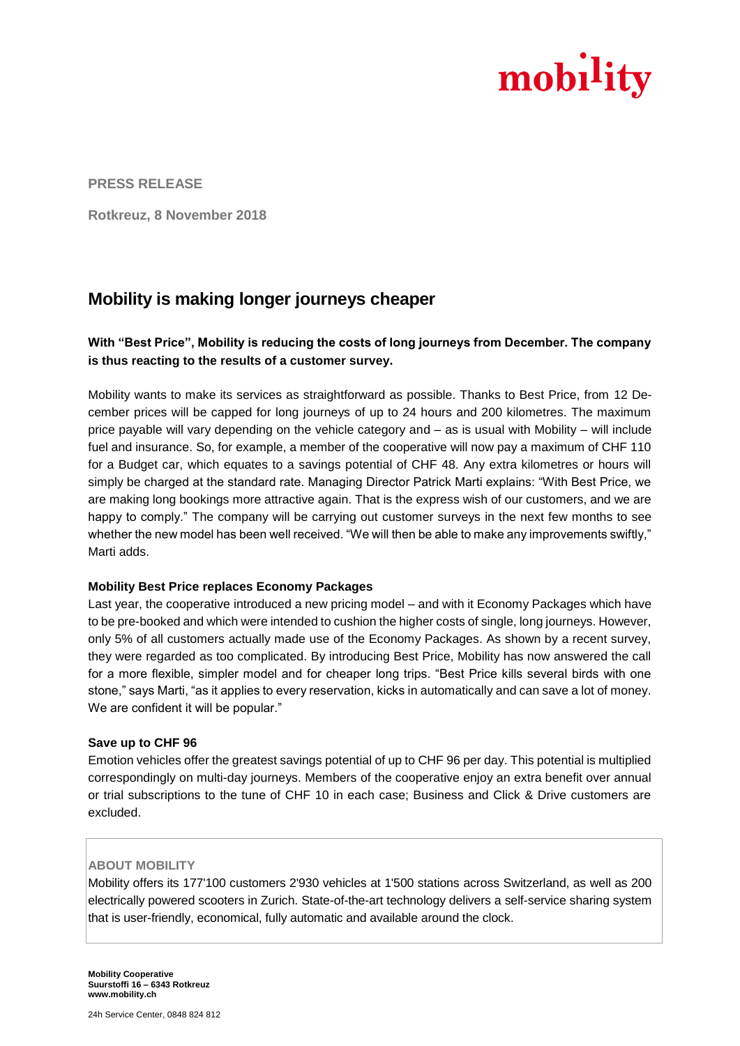mobility

**PRESS RELEASE**

**Rotkreuz, 8 November 2018**

# Mobility is making longer journeys cheaper

**With "Best Price", Mobility is reducing the costs of long journeys from December. The company is thus reacting to the results of a customer survey.**

Mobility wants to make its services as straightforward as possible. Thanks to Best Price, from 12 December prices will be capped for long journeys of up to 24 hours and 200 kilometres. The maximum price payable will vary depending on the vehicle category and – as is usual with Mobility – will include fuel and insurance. So, for example, a member of the cooperative will now pay a maximum of CHF 110 for a Budget car, which equates to a savings potential of CHF 48. Any extra kilometres or hours will simply be charged at the standard rate. Managing Director Patrick Marti explains: "With Best Price, we are making long bookings more attractive again. That is the express wish of our customers, and we are happy to comply." The company will be carrying out customer surveys in the next few months to see whether the new model has been well received. "We will then be able to make any improvements swiftly," Marti adds.

**Mobility Best Price replaces Economy Packages**

Last year, the cooperative introduced a new pricing model – and with it Economy Packages which have to be pre-booked and which were intended to cushion the higher costs of single, long journeys. However, only 5% of all customers actually made use of the Economy Packages. As shown by a recent survey, they were regarded as too complicated. By introducing Best Price, Mobility has now answered the call for a more flexible, simpler model and for cheaper long trips. "Best Price kills several birds with one stone," says Marti, "as it applies to every reservation, kicks in automatically and can save a lot of money. We are confident it will be popular."

**Save up to CHF 96**

Emotion vehicles offer the greatest savings potential of up to CHF 96 per day. This potential is multiplied correspondingly on multi-day journeys. Members of the cooperative enjoy an extra benefit over annual or trial subscriptions to the tune of CHF 10 in each case; Business and Click & Drive customers are excluded.

**ABOUT MOBILITY**

Mobility offers its 177'100 customers 2'930 vehicles at 1'500 stations across Switzerland, as well as 200 electrically powered scooters in Zurich. State-of-the-art technology delivers a self-service sharing system that is user-friendly, economical, fully automatic and available around the clock.

**Mobility Cooperative**
**Suurstoffi 16 – 6343 Rotkreuz**
**www.mobility.ch**

24h Service Center, 0848 824 812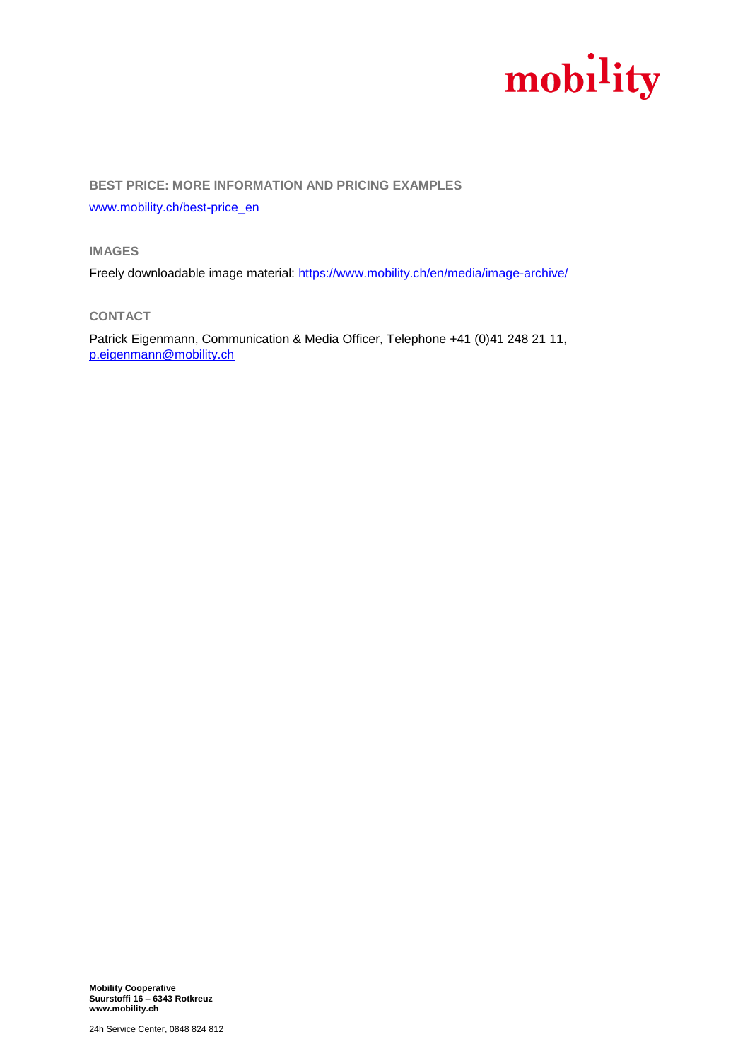**BEST PRICE: MORE INFORMATION AND PRICING EXAMPLES**

[www.mobility.ch/best-price_en](www.mobility.ch/best-price_en)

**IMAGES**

Freely downloadable image material: [https://www.mobility.ch/en/media/image-archive/](https://www.mobility.ch/en/media/image-archive/)

**CONTACT**

Patrick Eigenmann, Communication & Media Officer, Telephone +41 (0)41 248 21 11, [p.eigenmann@mobility.ch](mailto:p.eigenmann@mobility.ch)

**Mobility Cooperative**
**Suurstoffi 16 – 6343 Rotkreuz**
**www.mobility.ch**

24h Service Center, 0848 824 812